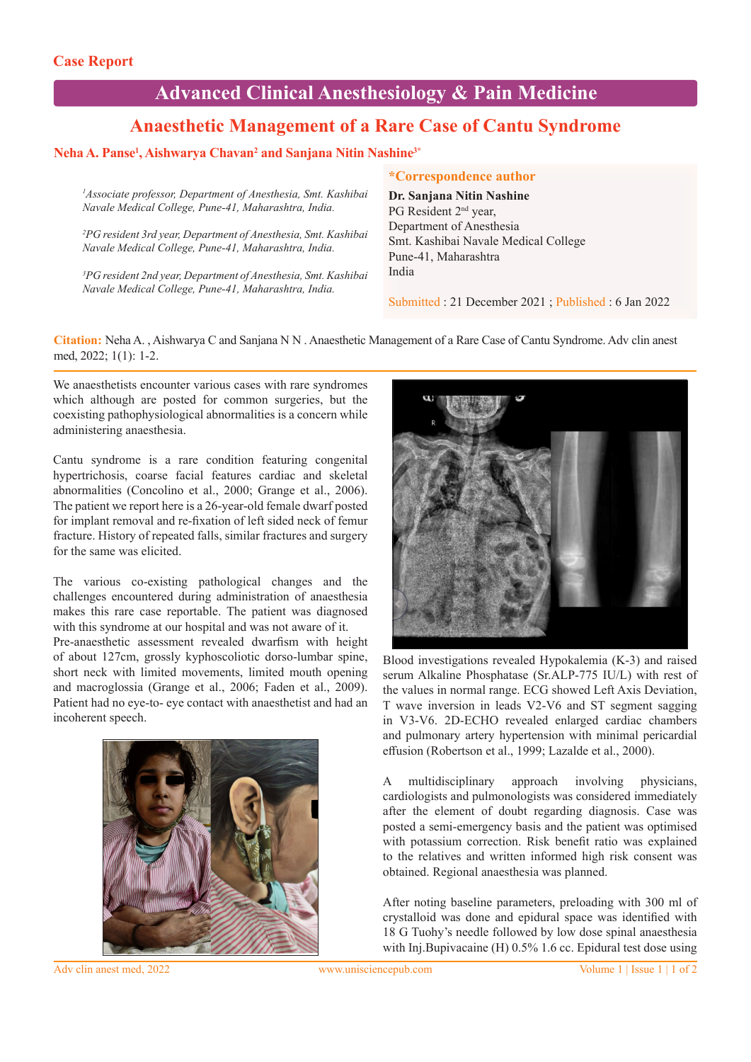Case Report

# Advanced Clinical Anesthesiology & Pain Medicine

## Anaesthetic Management of a Rare Case of Cantu Syndrome

**Neha A. Panse[1], Aishwarya Chavan[2] and Sanjana Nitin Nashine[3*]**

*[1]Associate professor, Department of Anesthesia, Smt. Kashibai Navale Medical College, Pune-41, Maharashtra, India.*

*[2]PG resident 3rd year, Department of Anesthesia, Smt. Kashibai Navale Medical College, Pune-41, Maharashtra, India.*

*[3]PG resident 2nd year, Department of Anesthesia, Smt. Kashibai Navale Medical College, Pune-41, Maharashtra, India.*

**\*Correspondence author**

**Dr. Sanjana Nitin Nashine**
PG Resident 2nd year,
Department of Anesthesia
Smt. Kashibai Navale Medical College
Pune-41, Maharashtra
India

Submitted : 21 December 2021 ; Published : 6 Jan 2022

**Citation:** Neha A. , Aishwarya C and Sanjana N N . Anaesthetic Management of a Rare Case of Cantu Syndrome. Adv clin anest med, 2022; 1(1): 1-2.

We anaesthetists encounter various cases with rare syndromes which although are posted for common surgeries, but the coexisting pathophysiological abnormalities is a concern while administering anaesthesia.

Cantu syndrome is a rare condition featuring congenital hypertrichosis, coarse facial features cardiac and skeletal abnormalities (Concolino et al., 2000; Grange et al., 2006). The patient we report here is a 26-year-old female dwarf posted for implant removal and re-fixation of left sided neck of femur fracture. History of repeated falls, similar fractures and surgery for the same was elicited.

The various co-existing pathological changes and the challenges encountered during administration of anaesthesia makes this rare case reportable. The patient was diagnosed with this syndrome at our hospital and was not aware of it.
Pre-anaesthetic assessment revealed dwarfism with height of about 127cm, grossly kyphoscoliotic dorso-lumbar spine, short neck with limited movements, limited mouth opening and macroglossia (Grange et al., 2006; Faden et al., 2009). Patient had no eye-to- eye contact with anaesthetist and had an incoherent speech.

Blood investigations revealed Hypokalemia (K-3) and raised serum Alkaline Phosphatase (Sr.ALP-775 IU/L) with rest of the values in normal range. ECG showed Left Axis Deviation, T wave inversion in leads V2-V6 and ST segment sagging in V3-V6. 2D-ECHO revealed enlarged cardiac chambers and pulmonary artery hypertension with minimal pericardial effusion (Robertson et al., 1999; Lazalde et al., 2000).

A multidisciplinary approach involving physicians, cardiologists and pulmonologists was considered immediately after the element of doubt regarding diagnosis. Case was posted a semi-emergency basis and the patient was optimised with potassium correction. Risk benefit ratio was explained to the relatives and written informed high risk consent was obtained. Regional anaesthesia was planned.

After noting baseline parameters, preloading with 300 ml of crystalloid was done and epidural space was identified with 18 G Tuohy's needle followed by low dose spinal anaesthesia with Inj.Bupivacaine (H) 0.5% 1.6 cc. Epidural test dose using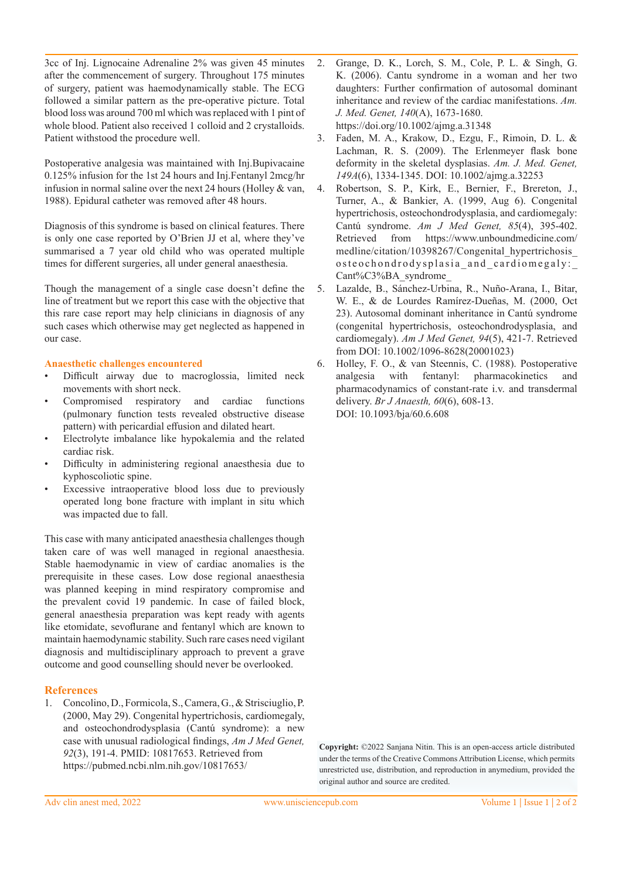3cc of Inj. Lignocaine Adrenaline 2% was given 45 minutes after the commencement of surgery. Throughout 175 minutes of surgery, patient was haemodynamically stable. The ECG followed a similar pattern as the pre-operative picture. Total blood loss was around 700 ml which was replaced with 1 pint of whole blood. Patient also received 1 colloid and 2 crystalloids. Patient withstood the procedure well.

Postoperative analgesia was maintained with Inj.Bupivacaine 0.125% infusion for the 1st 24 hours and Inj.Fentanyl 2mcg/hr infusion in normal saline over the next 24 hours (Holley & van, 1988). Epidural catheter was removed after 48 hours.

Diagnosis of this syndrome is based on clinical features. There is only one case reported by O'Brien JJ et al, where they've summarised a 7 year old child who was operated multiple times for different surgeries, all under general anaesthesia.

Though the management of a single case doesn't define the line of treatment but we report this case with the objective that this rare case report may help clinicians in diagnosis of any such cases which otherwise may get neglected as happened in our case.

## Anaesthetic challenges encountered

- Difficult airway due to macroglossia, limited neck movements with short neck.
- Compromised respiratory and cardiac functions (pulmonary function tests revealed obstructive disease pattern) with pericardial effusion and dilated heart.
- Electrolyte imbalance like hypokalemia and the related cardiac risk.
- Difficulty in administering regional anaesthesia due to kyphoscoliotic spine.
- Excessive intraoperative blood loss due to previously operated long bone fracture with implant in situ which was impacted due to fall.

This case with many anticipated anaesthesia challenges though taken care of was well managed in regional anaesthesia. Stable haemodynamic in view of cardiac anomalies is the prerequisite in these cases. Low dose regional anaesthesia was planned keeping in mind respiratory compromise and the prevalent covid 19 pandemic. In case of failed block, general anaesthesia preparation was kept ready with agents like etomidate, sevoflurane and fentanyl which are known to maintain haemodynamic stability. Such rare cases need vigilant diagnosis and multidisciplinary approach to prevent a grave outcome and good counselling should never be overlooked.

## References

1. Concolino, D., Formicola, S., Camera, G., & Strisciuglio, P. (2000, May 29). Congenital hypertrichosis, cardiomegaly, and osteochondrodysplasia (Cantú syndrome): a new case with unusual radiological findings, *Am J Med Genet, 92*(3), 191-4. PMID: 10817653. Retrieved from https://pubmed.ncbi.nlm.nih.gov/10817653/
2. Grange, D. K., Lorch, S. M., Cole, P. L. & Singh, G. K. (2006). Cantu syndrome in a woman and her two daughters: Further confirmation of autosomal dominant inheritance and review of the cardiac manifestations. *Am. J. Med. Genet, 140*(A), 1673-1680. https://doi.org/10.1002/ajmg.a.31348
3. Faden, M. A., Krakow, D., Ezgu, F., Rimoin, D. L. & Lachman, R. S. (2009). The Erlenmeyer flask bone deformity in the skeletal dysplasias. *Am. J. Med. Genet, 149A*(6), 1334-1345. DOI: 10.1002/ajmg.a.32253
4. Robertson, S. P., Kirk, E., Bernier, F., Brereton, J., Turner, A., & Bankier, A. (1999, Aug 6). Congenital hypertrichosis, osteochondrodysplasia, and cardiomegaly: Cantú syndrome. *Am J Med Genet, 85*(4), 395-402. Retrieved from https://www.unboundmedicine.com/medline/citation/10398267/Congenital_hypertrichosis_osteochondrodysplasia_and_cardiomegaly:_Cant%C3%BA_syndrome_
5. Lazalde, B., Sánchez-Urbina, R., Nuño-Arana, I., Bitar, W. E., & de Lourdes Ramírez-Dueñas, M. (2000, Oct 23). Autosomal dominant inheritance in Cantú syndrome (congenital hypertrichosis, osteochondrodysplasia, and cardiomegaly). *Am J Med Genet, 94*(5), 421-7. Retrieved from DOI: 10.1002/1096-8628(20001023)
6. Holley, F. O., & van Steennis, C. (1988). Postoperative analgesia with fentanyl: pharmacokinetics and pharmacodynamics of constant-rate i.v. and transdermal delivery. *Br J Anaesth, 60*(6), 608-13. DOI: 10.1093/bja/60.6.608

**Copyright:** ©2022 Sanjana Nitin. This is an open-access article distributed under the terms of the Creative Commons Attribution License, which permits unrestricted use, distribution, and reproduction in anymedium, provided the original author and source are credited.